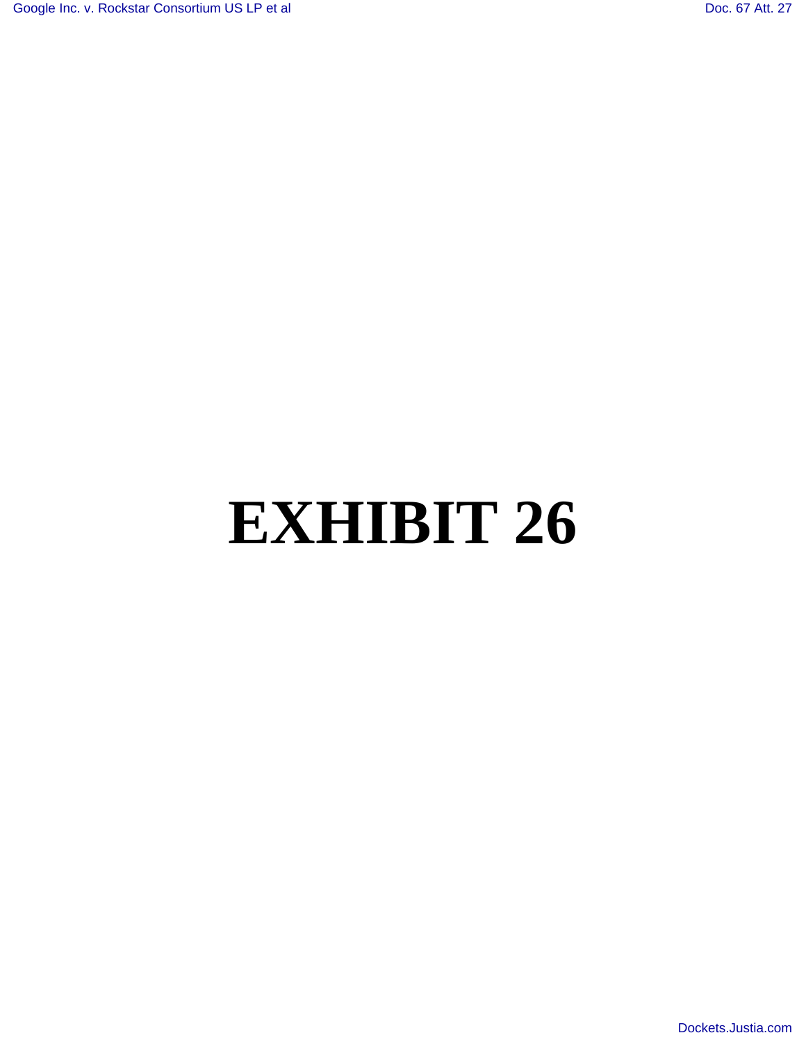# EXHIBIT 26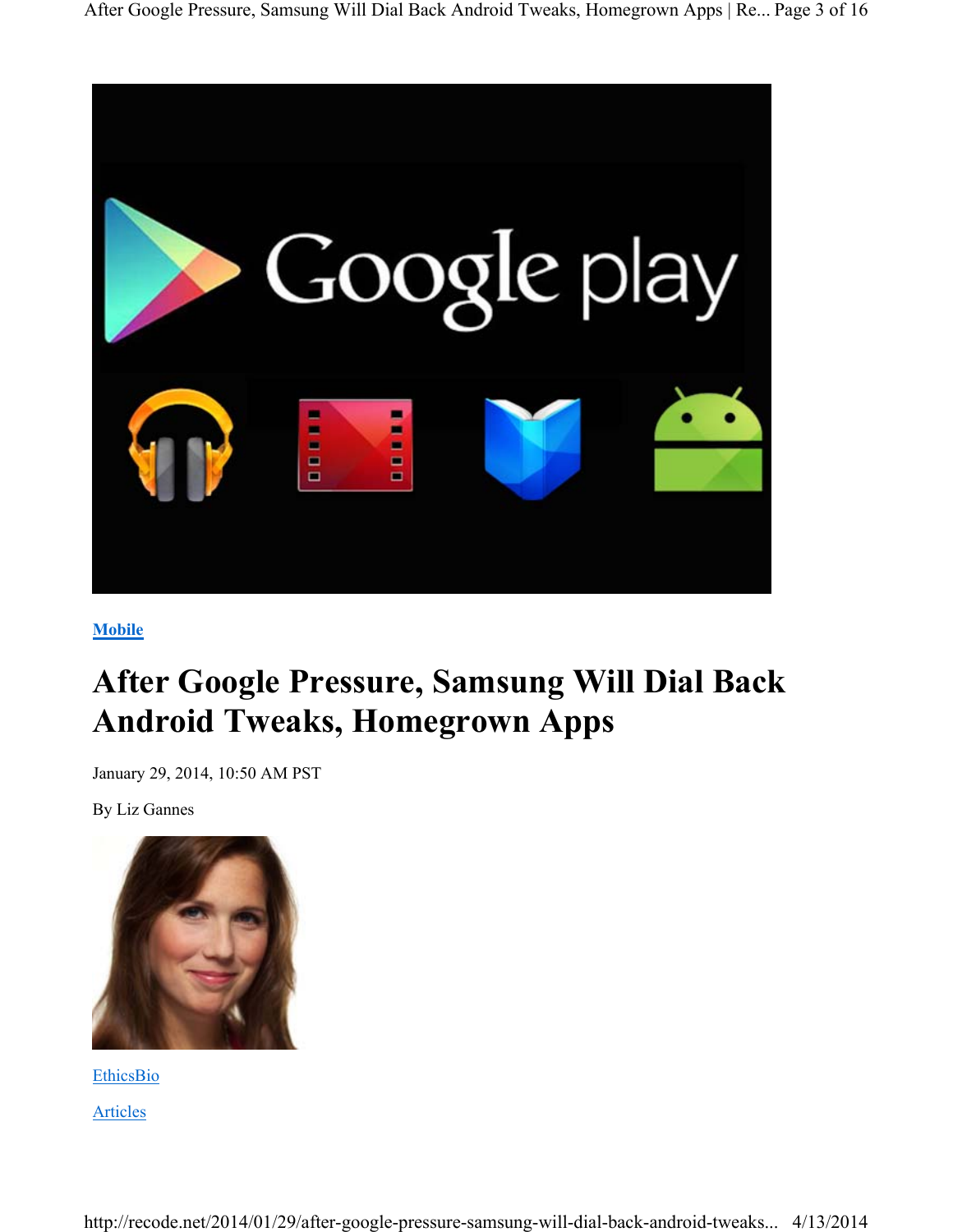[Mobile](#)

# After Google Pressure, Samsung Will Dial Back Android Tweaks, Homegrown Apps

January 29, 2014, 10:50 AM PST

By Liz Gannes

[EthicsBio](#)

[Articles](#)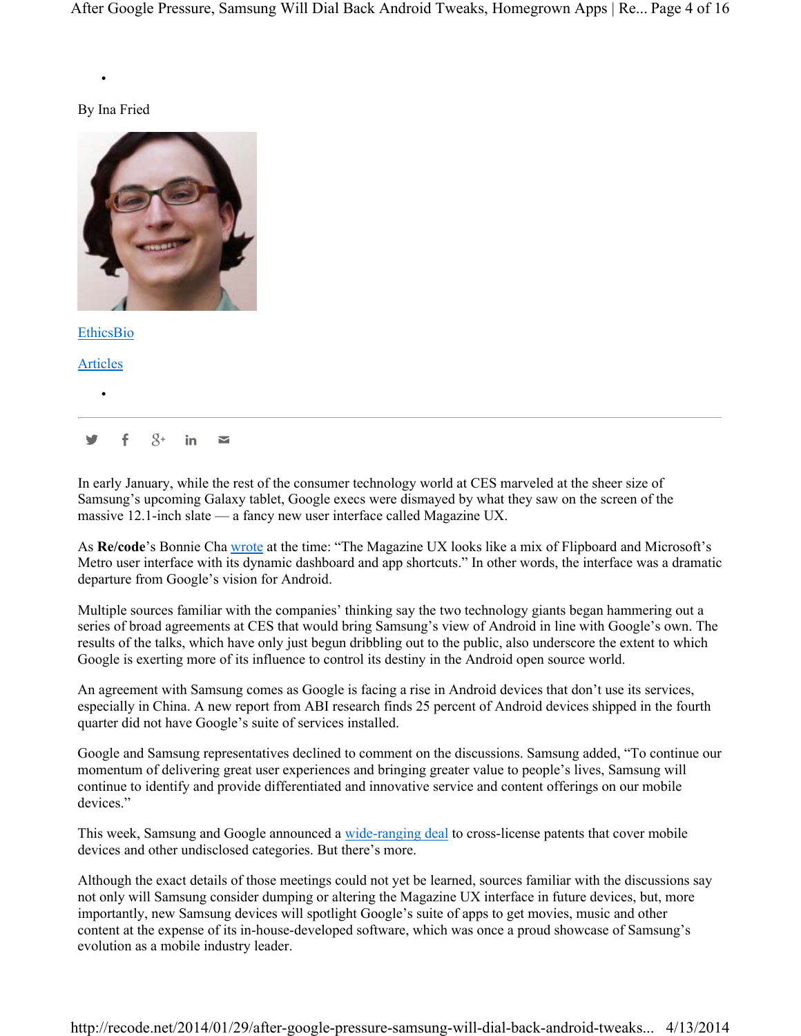- 

By Ina Fried

[EthicsBio](#)

[Articles](#)

- 

In early January, while the rest of the consumer technology world at CES marveled at the sheer size of Samsung's upcoming Galaxy tablet, Google execs were dismayed by what they saw on the screen of the massive 12.1-inch slate — a fancy new user interface called Magazine UX.

As **Re/code**'s Bonnie Cha [wrote](#) at the time: "The Magazine UX looks like a mix of Flipboard and Microsoft's Metro user interface with its dynamic dashboard and app shortcuts." In other words, the interface was a dramatic departure from Google's vision for Android.

Multiple sources familiar with the companies' thinking say the two technology giants began hammering out a series of broad agreements at CES that would bring Samsung's view of Android in line with Google's own. The results of the talks, which have only just begun dribbling out to the public, also underscore the extent to which Google is exerting more of its influence to control its destiny in the Android open source world.

An agreement with Samsung comes as Google is facing a rise in Android devices that don't use its services, especially in China. A new report from ABI research finds 25 percent of Android devices shipped in the fourth quarter did not have Google's suite of services installed.

Google and Samsung representatives declined to comment on the discussions. Samsung added, "To continue our momentum of delivering great user experiences and bringing greater value to people's lives, Samsung will continue to identify and provide differentiated and innovative service and content offerings on our mobile devices."

This week, Samsung and Google announced a [wide-ranging deal](#) to cross-license patents that cover mobile devices and other undisclosed categories. But there's more.

Although the exact details of those meetings could not yet be learned, sources familiar with the discussions say not only will Samsung consider dumping or altering the Magazine UX interface in future devices, but, more importantly, new Samsung devices will spotlight Google's suite of apps to get movies, music and other content at the expense of its in-house-developed software, which was once a proud showcase of Samsung's evolution as a mobile industry leader.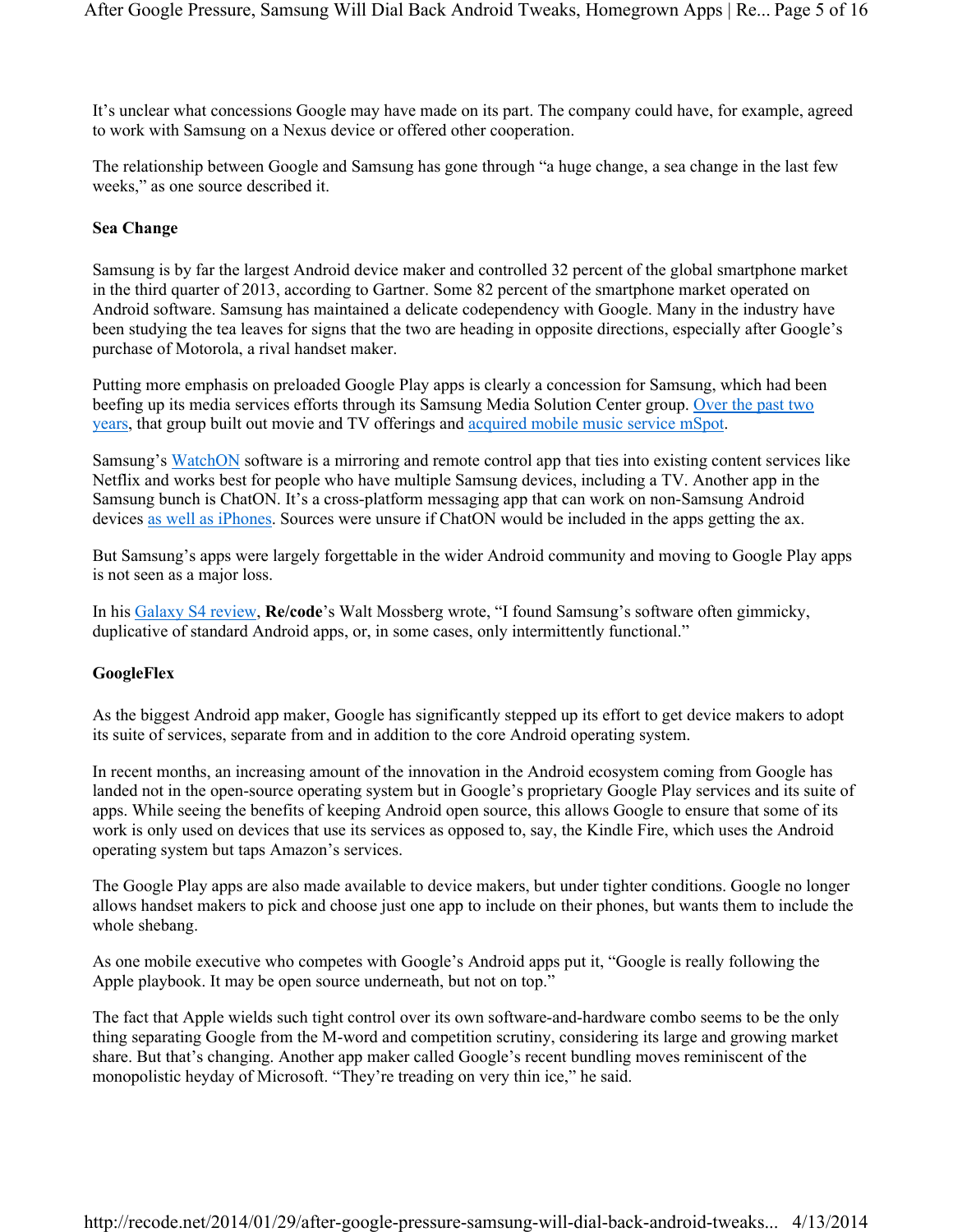It's unclear what concessions Google may have made on its part. The company could have, for example, agreed to work with Samsung on a Nexus device or offered other cooperation.

The relationship between Google and Samsung has gone through "a huge change, a sea change in the last few weeks," as one source described it.

**Sea Change**

Samsung is by far the largest Android device maker and controlled 32 percent of the global smartphone market in the third quarter of 2013, according to Gartner. Some 82 percent of the smartphone market operated on Android software. Samsung has maintained a delicate codependency with Google. Many in the industry have been studying the tea leaves for signs that the two are heading in opposite directions, especially after Google's purchase of Motorola, a rival handset maker.

Putting more emphasis on preloaded Google Play apps is clearly a concession for Samsung, which had been beefing up its media services efforts through its Samsung Media Solution Center group. Over the past two years, that group built out movie and TV offerings and acquired mobile music service mSpot.

Samsung's WatchON software is a mirroring and remote control app that ties into existing content services like Netflix and works best for people who have multiple Samsung devices, including a TV. Another app in the Samsung bunch is ChatON. It's a cross-platform messaging app that can work on non-Samsung Android devices as well as iPhones. Sources were unsure if ChatON would be included in the apps getting the ax.

But Samsung's apps were largely forgettable in the wider Android community and moving to Google Play apps is not seen as a major loss.

In his Galaxy S4 review, **Re/code**'s Walt Mossberg wrote, "I found Samsung's software often gimmicky, duplicative of standard Android apps, or, in some cases, only intermittently functional."

**GoogleFlex**

As the biggest Android app maker, Google has significantly stepped up its effort to get device makers to adopt its suite of services, separate from and in addition to the core Android operating system.

In recent months, an increasing amount of the innovation in the Android ecosystem coming from Google has landed not in the open-source operating system but in Google's proprietary Google Play services and its suite of apps. While seeing the benefits of keeping Android open source, this allows Google to ensure that some of its work is only used on devices that use its services as opposed to, say, the Kindle Fire, which uses the Android operating system but taps Amazon's services.

The Google Play apps are also made available to device makers, but under tighter conditions. Google no longer allows handset makers to pick and choose just one app to include on their phones, but wants them to include the whole shebang.

As one mobile executive who competes with Google's Android apps put it, "Google is really following the Apple playbook. It may be open source underneath, but not on top."

The fact that Apple wields such tight control over its own software-and-hardware combo seems to be the only thing separating Google from the M-word and competition scrutiny, considering its large and growing market share. But that's changing. Another app maker called Google's recent bundling moves reminiscent of the monopolistic heyday of Microsoft. "They're treading on very thin ice," he said.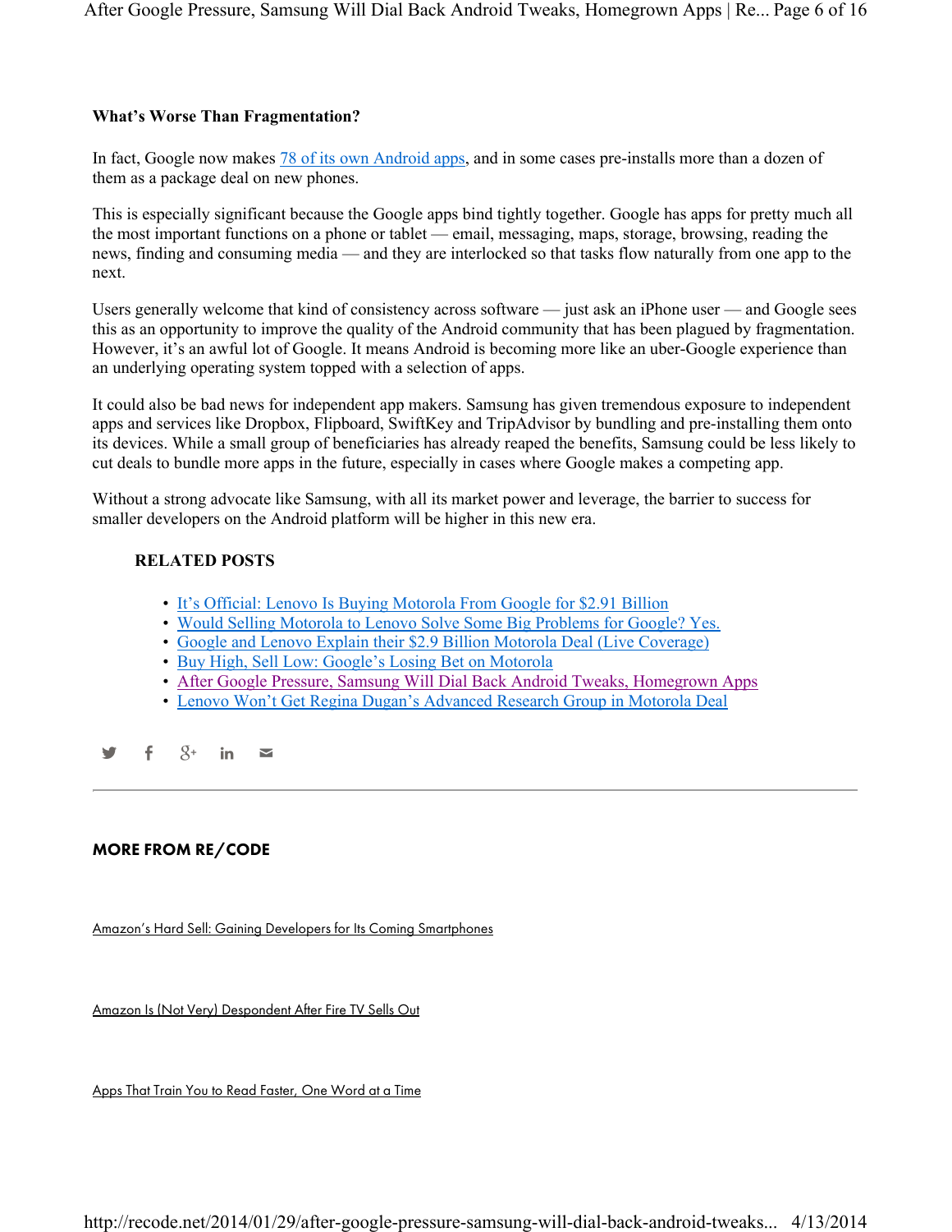### What's Worse Than Fragmentation?

In fact, Google now makes 78 of its own Android apps, and in some cases pre-installs more than a dozen of them as a package deal on new phones.

This is especially significant because the Google apps bind tightly together. Google has apps for pretty much all the most important functions on a phone or tablet — email, messaging, maps, storage, browsing, reading the news, finding and consuming media — and they are interlocked so that tasks flow naturally from one app to the next.

Users generally welcome that kind of consistency across software — just ask an iPhone user — and Google sees this as an opportunity to improve the quality of the Android community that has been plagued by fragmentation. However, it's an awful lot of Google. It means Android is becoming more like an uber-Google experience than an underlying operating system topped with a selection of apps.

It could also be bad news for independent app makers. Samsung has given tremendous exposure to independent apps and services like Dropbox, Flipboard, SwiftKey and TripAdvisor by bundling and pre-installing them onto its devices. While a small group of beneficiaries has already reaped the benefits, Samsung could be less likely to cut deals to bundle more apps in the future, especially in cases where Google makes a competing app.

Without a strong advocate like Samsung, with all its market power and leverage, the barrier to success for smaller developers on the Android platform will be higher in this new era.

**RELATED POSTS**

- It's Official: Lenovo Is Buying Motorola From Google for $2.91 Billion
- Would Selling Motorola to Lenovo Solve Some Big Problems for Google? Yes.
- Google and Lenovo Explain their $2.9 Billion Motorola Deal (Live Coverage)
- Buy High, Sell Low: Google's Losing Bet on Motorola
- After Google Pressure, Samsung Will Dial Back Android Tweaks, Homegrown Apps
- Lenovo Won't Get Regina Dugan's Advanced Research Group in Motorola Deal

### MORE FROM RE/CODE

Amazon's Hard Sell: Gaining Developers for Its Coming Smartphones

Amazon Is (Not Very) Despondent After Fire TV Sells Out

Apps That Train You to Read Faster, One Word at a Time